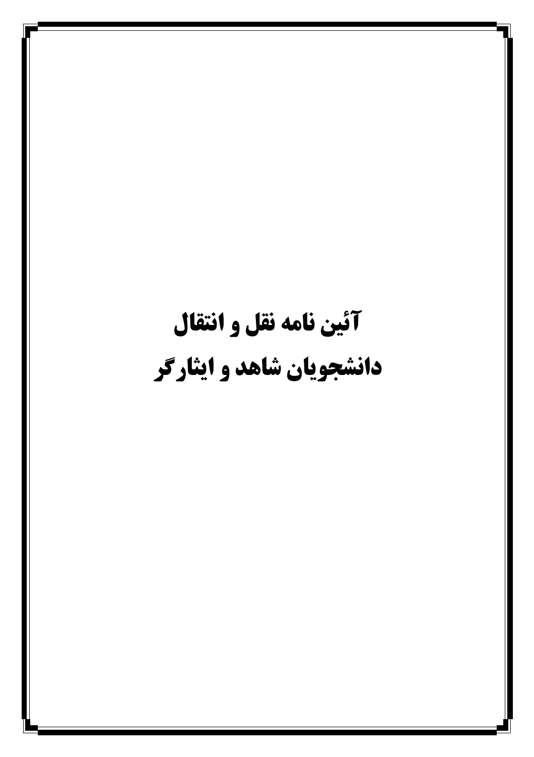# آئین نامه نقل و انتقال
# دانشجویان شاهد و ایثارگر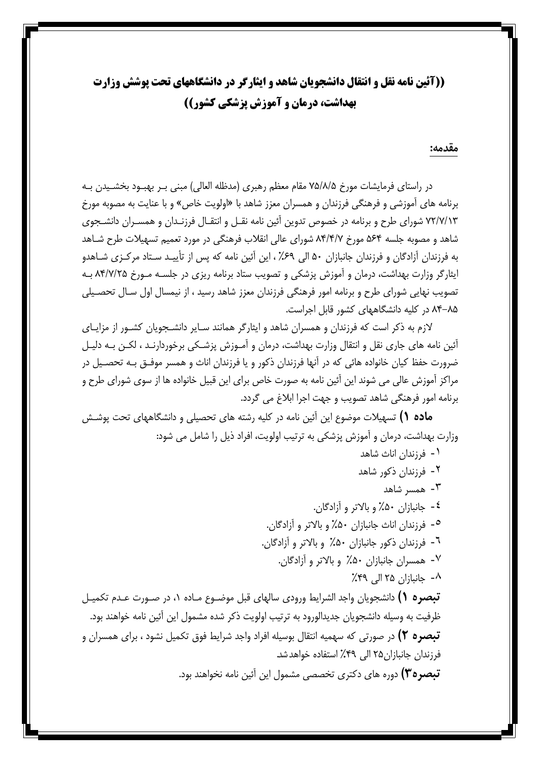# ((آئین نامه نقل و انتقال دانشجویان شاهد و ایثارگر در دانشگاههای تحت پوشش وزارت بهداشت، درمان و آموزش پزشکی کشور))

## مقدمه:

در راستای فرمایشات مورخ ۷۵/۸/۵ مقام معظم رهبری (مدظله العالی) مبنی بر بهبود بخشیدن به برنامه های آموزشی و فرهنگی فرزندان و همسران معزز شاهد با «اولویت خاص» و با عنایت به مصوبه مورخ ۷۲/۷/۱۳ شورای طرح و برنامه در خصوص تدوین آئین نامه نقل و انتقال فرزندان و همسران دانشجوی شاهد و مصوبه جلسه ۵۶۴ مورخ ۸۴/۴/۷ شورای عالی انقلاب فرهنگی در مورد تعمیم تسهیلات طرح شاهد به فرزندان آزادگان و فرزندان جانبازان ۵۰ الی ۶۹٪ ، این آئین نامه که پس از تأیید ستاد مرکزی شاهدو ایثارگر وزارت بهداشت، درمان و آموزش پزشکی و تصویب ستاد برنامه ریزی در جلسه مورخ ۸۴/۷/۲۵ به تصویب نهایی شورای طرح و برنامه امور فرهنگی فرزندان معزز شاهد رسید ، از نیمسال اول سال تحصیلی ۸۵-۸۴ در کلیه دانشگاههای کشور قابل اجراست.

لازم به ذکر است که فرزندان و همسران شاهد و ایثارگر همانند سایر دانشجویان کشور از مزایای آئین نامه های جاری نقل و انتقال وزارت بهداشت، درمان و آموزش پزشکی برخوردارند ، لکن به دلیل ضرورت حفظ کیان خانواده هائی که در آنها فرزندان ذکور و یا فرزندان اناث و همسر موفق به تحصیل در مراکز آموزش عالی می شوند این آئین نامه به صورت خاص برای این قبیل خانواده ها از سوی شورای طرح و برنامه امور فرهنگی شاهد تصویب و جهت اجرا ابلاغ می گردد.

**ماده ۱)** تسهیلات موضوع این آئین نامه در کلیه رشته های تحصیلی و دانشگاههای تحت پوشش وزارت بهداشت، درمان و آموزش پزشکی به ترتیب اولویت، افراد ذیل را شامل می شود:

۱- فرزندان اناث شاهد
۲- فرزندان ذکور شاهد
۳- همسر شاهد
٤- جانبازان ۵۰٪ و بالاتر و آزادگان.
٥- فرزندان اناث جانبازان ۵۰٪ و بالاتر و آزادگان.
٦- فرزندان ذکور جانبازان ۵۰٪ و بالاتر و آزادگان.
۷- همسران جانبازان ۵۰٪ و بالاتر و آزادگان.
۸- جانبازان ۲۵ الی ۴۹٪

**تبصره ۱)** دانشجویان واجد الشرایط ورودی سالهای قبل موضوع ماده ۱، در صورت عدم تکمیل ظرفیت به وسیله دانشجویان جدیدالورود به ترتیب اولویت ذکر شده مشمول این آئین نامه خواهند بود.

**تبصره ۲)** در صورتی که سهمیه انتقال بوسیله افراد واجد شرایط فوق تکمیل نشود ، برای همسران و فرزندان جانبازان۲۵ الی ۴۹٪ استفاده خواهد شد.

**تبصره۳)** دوره های دکتری تخصصی مشمول این آئین نامه نخواهند بود.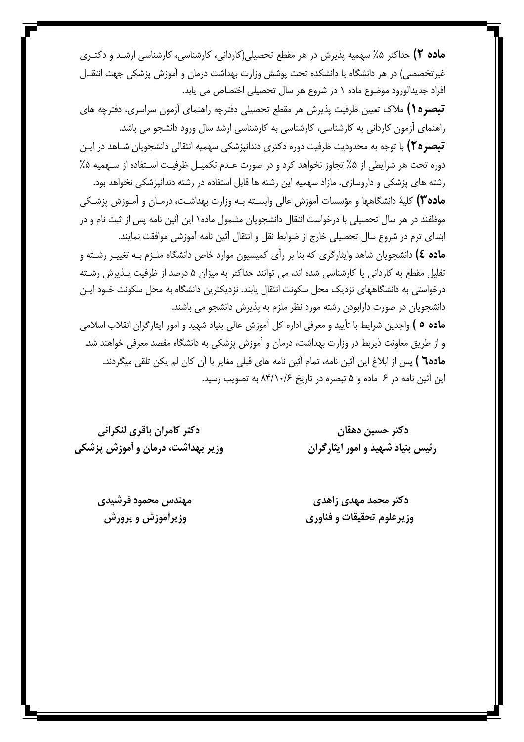**ماده ۲)** حداکثر ۵٪ سهمیه پذیرش در هر مقطع تحصیلی(کاردانی، کارشناسی، کارشناسی ارشد و دکتری غیرتخصصی) در هر دانشگاه یا دانشکده تحت پوشش وزارت بهداشت درمان و آموزش پزشکی جهت انتقال افراد جدیدالورود موضوع ماده ۱ در شروع هر سال تحصیلی اختصاص می یابد.

**تبصره۱)** ملاک تعیین ظرفیت پذیرش هر مقطع تحصیلی دفترچه راهنمای آزمون سراسری، دفترچه های راهنمای آزمون کاردانی به کارشناسی، کارشناسی به کارشناسی ارشد سال ورود دانشجو می باشد.

**تبصره۲)** با توجه به محدودیت ظرفیت دوره دکتری دندانپزشکی سهمیه انتقالی دانشجویان شاهد در این دوره تحت هر شرایطی از ۵٪ تجاوز نخواهد کرد و در صورت عدم تکمیل ظرفیت استفاده از سهمیه ۵٪ رشته های پزشکی و داروسازی، مازاد سهمیه این رشته ها قابل استفاده در رشته دندانپزشکی نخواهد بود.

**ماده۳)** کلیهٔ دانشگاهها و مؤسسات آموزش عالی وابسته به وزارت بهداشت، درمان و آموزش پزشکی موظفند در هر سال تحصیلی با درخواست انتقال دانشجویان مشمول ماده۱ این آئین نامه پس از ثبت نام و در ابتدای ترم در شروع سال تحصیلی خارج از ضوابط نقل و انتقال آئین نامه آموزشی موافقت نمایند.

**ماده ٤)** دانشجویان شاهد وایثارگری که بنا بر رأی کمیسیون موارد خاص دانشگاه ملزم به تغییر رشته و تقلیل مقطع به کاردانی یا کارشناسی شده اند، می توانند حداکثر به میزان ۵ درصد از ظرفیت پذیرش رشته درخواستی به دانشگاههای نزدیک محل سکونت انتقال یابند. نزدیکترین دانشگاه به محل سکونت خود این دانشجویان در صورت دارابودن رشته مورد نظر ملزم به پذیرش دانشجو می باشند.

**ماده ٥ )** واجدین شرایط با تأیید و معرفی اداره کل آموزش عالی بنیاد شهید و امور ایثارگران انقلاب اسلامی و از طریق معاونت ذیربط در وزارت بهداشت، درمان و آموزش پزشکی به دانشگاه مقصد معرفی خواهند شد.

**ماده٦ )** پس از ابلاغ این آئین نامه، تمام آئین نامه های قبلی مغایر با آن کان لم یکن تلقی میگردند.

این آئین نامه در ۶ ماده و ۵ تبصره در تاریخ ۸۴/۱۰/۶ به تصویب رسید.

**دکتر حسین دهقان**
**رئیس بنیاد شهید و امور ایثارگران**

**دکتر کامران باقری لنکرانی**
**وزیر بهداشت، درمان و آموزش پزشکی**

**دکتر محمد مهدی زاهدی**
**وزیرعلوم تحقیقات و فناوری**

**مهندس محمود فرشیدی**
**وزیرآموزش و پرورش**